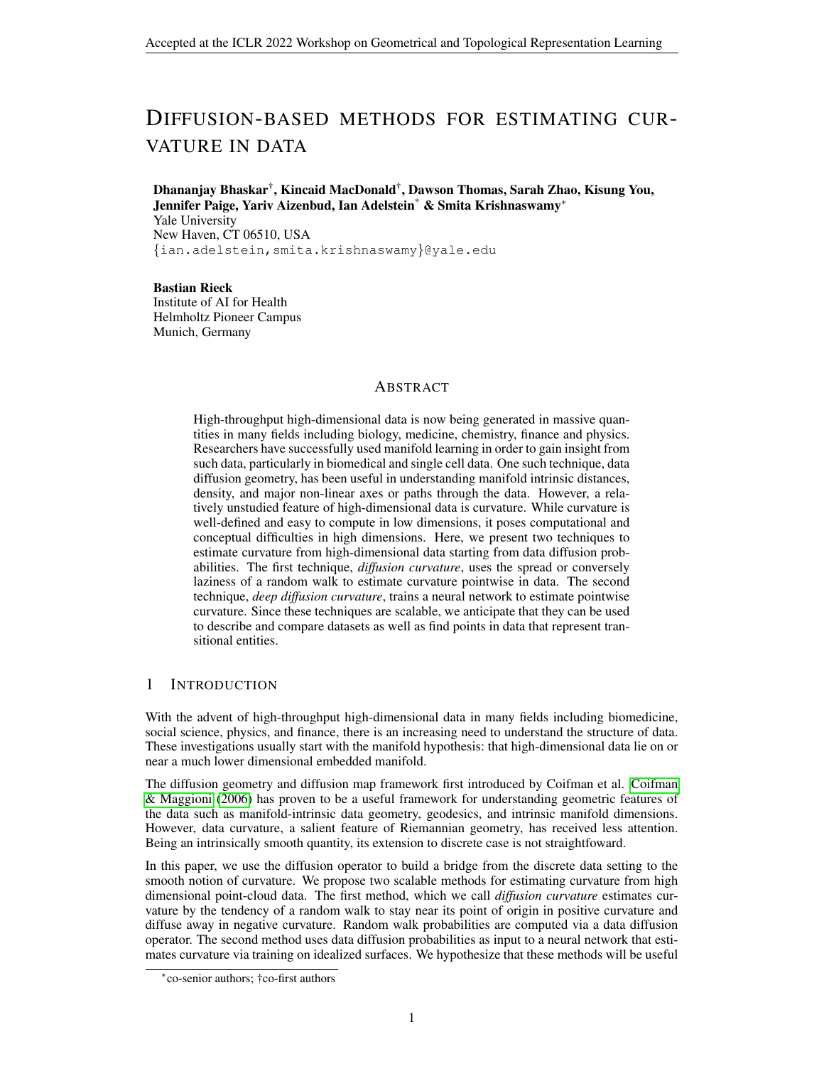# DIFFUSION-BASED METHODS FOR ESTIMATING CURVATURE IN DATA

**Dhananjay Bhaskar[†], Kincaid MacDonald[†], Dawson Thomas, Sarah Zhao, Kisung You, Jennifer Paige, Yariv Aizenbud, Ian Adelstein[*] & Smita Krishnaswamy[*]**
Yale University
New Haven, CT 06510, USA
{ian.adelstein,smita.krishnaswamy}@yale.edu

**Bastian Rieck**
Institute of AI for Health
Helmholtz Pioneer Campus
Munich, Germany

## ABSTRACT

High-throughput high-dimensional data is now being generated in massive quantities in many fields including biology, medicine, chemistry, finance and physics. Researchers have successfully used manifold learning in order to gain insight from such data, particularly in biomedical and single cell data. One such technique, data diffusion geometry, has been useful in understanding manifold intrinsic distances, density, and major non-linear axes or paths through the data. However, a relatively unstudied feature of high-dimensional data is curvature. While curvature is well-defined and easy to compute in low dimensions, it poses computational and conceptual difficulties in high dimensions. Here, we present two techniques to estimate curvature from high-dimensional data starting from data diffusion probabilities. The first technique, *diffusion curvature*, uses the spread or conversely laziness of a random walk to estimate curvature pointwise in data. The second technique, *deep diffusion curvature*, trains a neural network to estimate pointwise curvature. Since these techniques are scalable, we anticipate that they can be used to describe and compare datasets as well as find points in data that represent transitional entities.

## 1 INTRODUCTION

With the advent of high-throughput high-dimensional data in many fields including biomedicine, social science, physics, and finance, there is an increasing need to understand the structure of data. These investigations usually start with the manifold hypothesis: that high-dimensional data lie on or near a much lower dimensional embedded manifold.

The diffusion geometry and diffusion map framework first introduced by Coifman et al. Coifman & Maggioni (2006) has proven to be a useful framework for understanding geometric features of the data such as manifold-intrinsic data geometry, geodesics, and intrinsic manifold dimensions. However, data curvature, a salient feature of Riemannian geometry, has received less attention. Being an intrinsically smooth quantity, its extension to discrete case is not straightfoward.

In this paper, we use the diffusion operator to build a bridge from the discrete data setting to the smooth notion of curvature. We propose two scalable methods for estimating curvature from high dimensional point-cloud data. The first method, which we call *diffusion curvature* estimates curvature by the tendency of a random walk to stay near its point of origin in positive curvature and diffuse away in negative curvature. Random walk probabilities are computed via a data diffusion operator. The second method uses data diffusion probabilities as input to a neural network that estimates curvature via training on idealized surfaces. We hypothesize that these methods will be useful

[*]co-senior authors; †co-first authors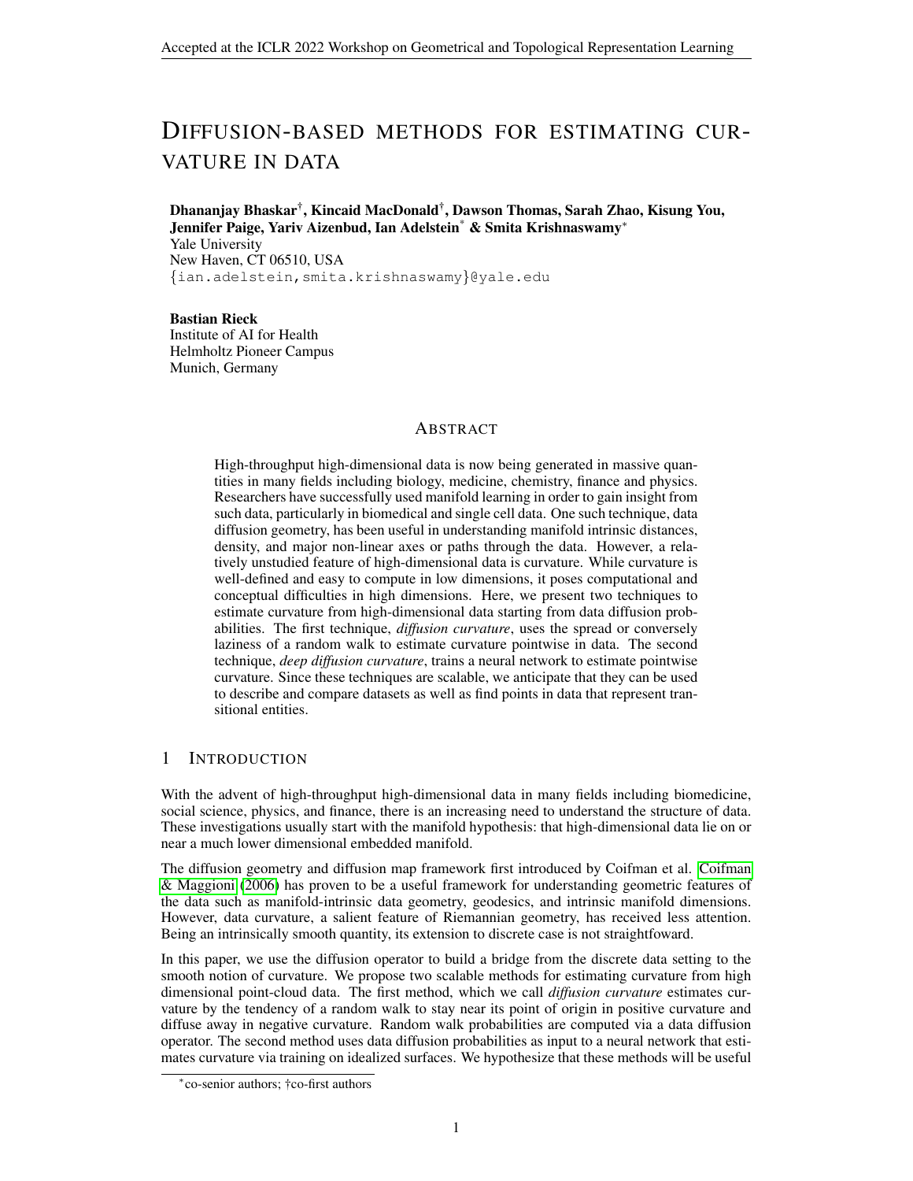# DIFFUSION-BASED METHODS FOR ESTIMATING CURVATURE IN DATA

**Dhananjay Bhaskar[†], Kincaid MacDonald[†], Dawson Thomas, Sarah Zhao, Kisung You, Jennifer Paige, Yariv Aizenbud, Ian Adelstein[*] & Smita Krishnaswamy[*]**
Yale University
New Haven, CT 06510, USA
{ian.adelstein,smita.krishnaswamy}@yale.edu

**Bastian Rieck**
Institute of AI for Health
Helmholtz Pioneer Campus
Munich, Germany

## ABSTRACT

High-throughput high-dimensional data is now being generated in massive quantities in many fields including biology, medicine, chemistry, finance and physics. Researchers have successfully used manifold learning in order to gain insight from such data, particularly in biomedical and single cell data. One such technique, data diffusion geometry, has been useful in understanding manifold intrinsic distances, density, and major non-linear axes or paths through the data. However, a relatively unstudied feature of high-dimensional data is curvature. While curvature is well-defined and easy to compute in low dimensions, it poses computational and conceptual difficulties in high dimensions. Here, we present two techniques to estimate curvature from high-dimensional data starting from data diffusion probabilities. The first technique, *diffusion curvature*, uses the spread or conversely laziness of a random walk to estimate curvature pointwise in data. The second technique, *deep diffusion curvature*, trains a neural network to estimate pointwise curvature. Since these techniques are scalable, we anticipate that they can be used to describe and compare datasets as well as find points in data that represent transitional entities.

## 1 INTRODUCTION

With the advent of high-throughput high-dimensional data in many fields including biomedicine, social science, physics, and finance, there is an increasing need to understand the structure of data. These investigations usually start with the manifold hypothesis: that high-dimensional data lie on or near a much lower dimensional embedded manifold.

The diffusion geometry and diffusion map framework first introduced by Coifman et al. Coifman & Maggioni (2006) has proven to be a useful framework for understanding geometric features of the data such as manifold-intrinsic data geometry, geodesics, and intrinsic manifold dimensions. However, data curvature, a salient feature of Riemannian geometry, has received less attention. Being an intrinsically smooth quantity, its extension to discrete case is not straightfoward.

In this paper, we use the diffusion operator to build a bridge from the discrete data setting to the smooth notion of curvature. We propose two scalable methods for estimating curvature from high dimensional point-cloud data. The first method, which we call *diffusion curvature* estimates curvature by the tendency of a random walk to stay near its point of origin in positive curvature and diffuse away in negative curvature. Random walk probabilities are computed via a data diffusion operator. The second method uses data diffusion probabilities as input to a neural network that estimates curvature via training on idealized surfaces. We hypothesize that these methods will be useful

[*]co-senior authors; †co-first authors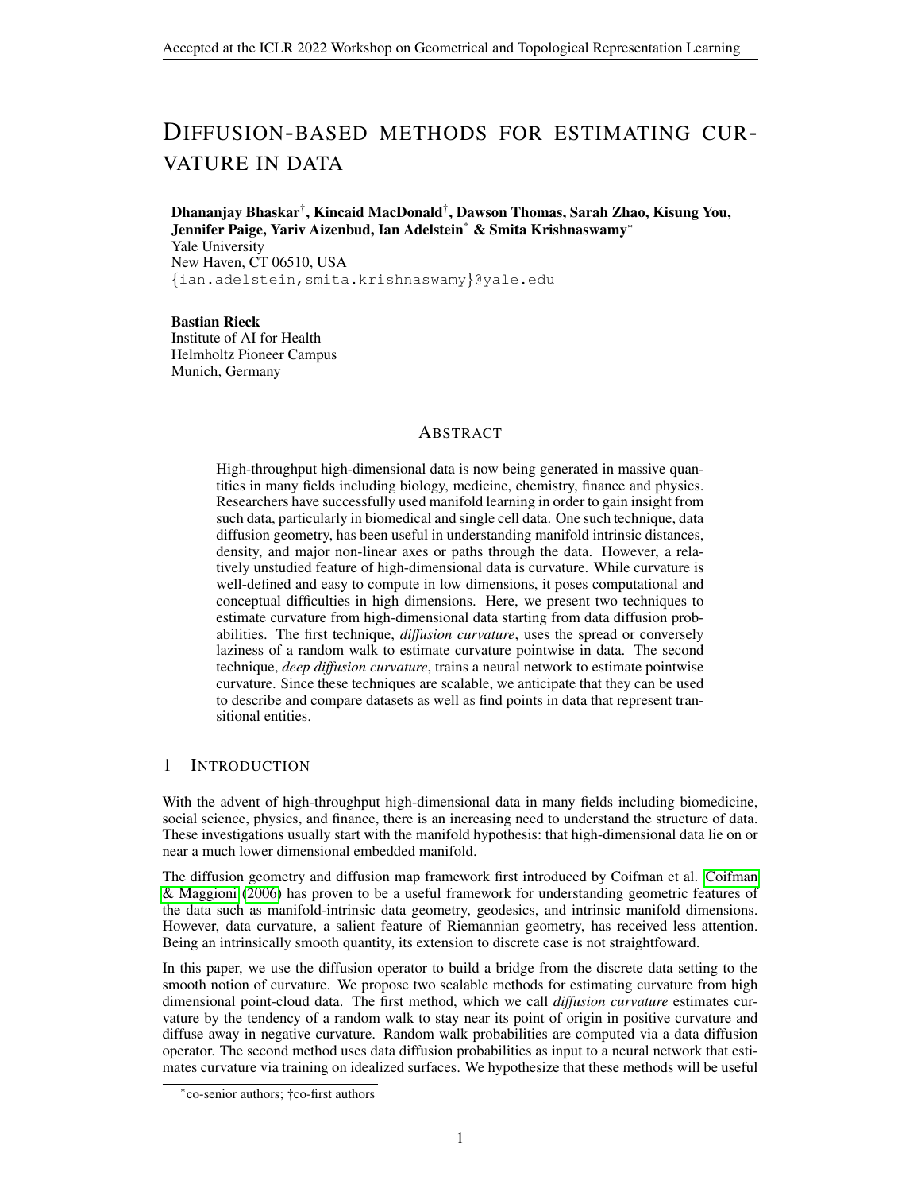# DIFFUSION-BASED METHODS FOR ESTIMATING CURVATURE IN DATA

**Dhananjay Bhaskar**[†], **Kincaid MacDonald**[†], **Dawson Thomas, Sarah Zhao, Kisung You, Jennifer Paige, Yariv Aizenbud, Ian Adelstein**[*] **& Smita Krishnaswamy**[*]
Yale University
New Haven, CT 06510, USA
{ian.adelstein,smita.krishnaswamy}@yale.edu

**Bastian Rieck**
Institute of AI for Health
Helmholtz Pioneer Campus
Munich, Germany

## ABSTRACT

High-throughput high-dimensional data is now being generated in massive quantities in many fields including biology, medicine, chemistry, finance and physics. Researchers have successfully used manifold learning in order to gain insight from such data, particularly in biomedical and single cell data. One such technique, data diffusion geometry, has been useful in understanding manifold intrinsic distances, density, and major non-linear axes or paths through the data. However, a relatively unstudied feature of high-dimensional data is curvature. While curvature is well-defined and easy to compute in low dimensions, it poses computational and conceptual difficulties in high dimensions. Here, we present two techniques to estimate curvature from high-dimensional data starting from data diffusion probabilities. The first technique, *diffusion curvature*, uses the spread or conversely laziness of a random walk to estimate curvature pointwise in data. The second technique, *deep diffusion curvature*, trains a neural network to estimate pointwise curvature. Since these techniques are scalable, we anticipate that they can be used to describe and compare datasets as well as find points in data that represent transitional entities.

## 1 INTRODUCTION

With the advent of high-throughput high-dimensional data in many fields including biomedicine, social science, physics, and finance, there is an increasing need to understand the structure of data. These investigations usually start with the manifold hypothesis: that high-dimensional data lie on or near a much lower dimensional embedded manifold.

The diffusion geometry and diffusion map framework first introduced by Coifman et al. Coifman & Maggioni (2006) has proven to be a useful framework for understanding geometric features of the data such as manifold-intrinsic data geometry, geodesics, and intrinsic manifold dimensions. However, data curvature, a salient feature of Riemannian geometry, has received less attention. Being an intrinsically smooth quantity, its extension to discrete case is not straightfoward.

In this paper, we use the diffusion operator to build a bridge from the discrete data setting to the smooth notion of curvature. We propose two scalable methods for estimating curvature from high dimensional point-cloud data. The first method, which we call *diffusion curvature* estimates curvature by the tendency of a random walk to stay near its point of origin in positive curvature and diffuse away in negative curvature. Random walk probabilities are computed via a data diffusion operator. The second method uses data diffusion probabilities as input to a neural network that estimates curvature via training on idealized surfaces. We hypothesize that these methods will be useful

[*]co-senior authors; †co-first authors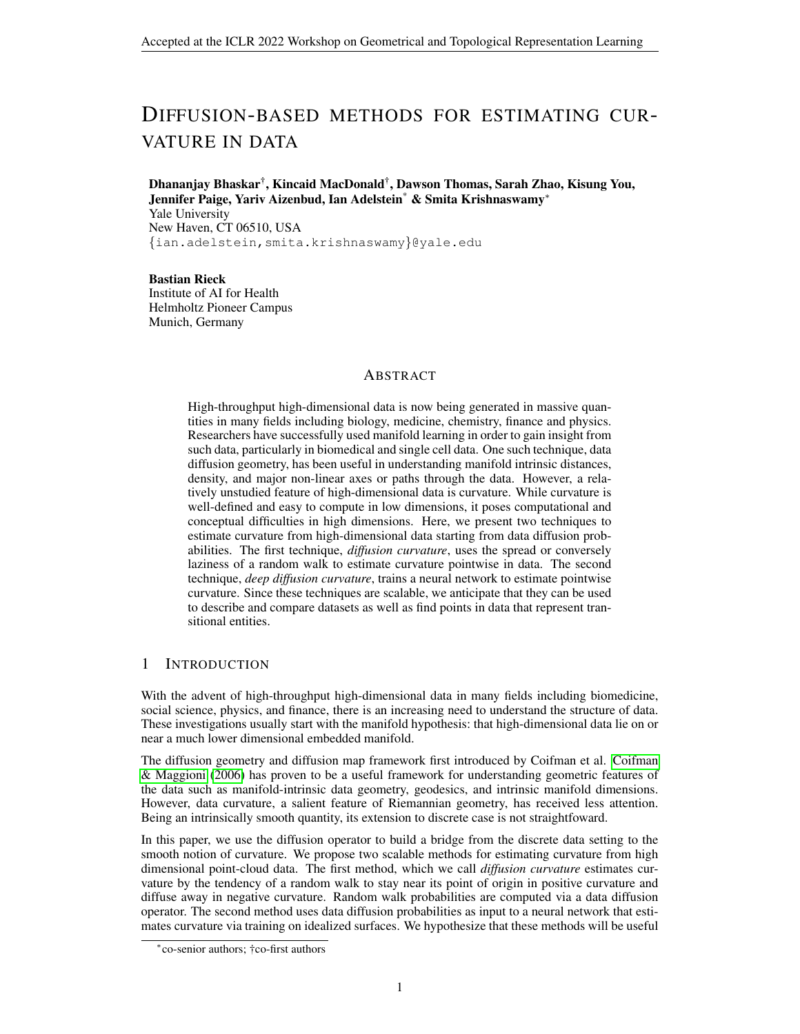# DIFFUSION-BASED METHODS FOR ESTIMATING CURVATURE IN DATA

**Dhananjay Bhaskar[†], Kincaid MacDonald[†], Dawson Thomas, Sarah Zhao, Kisung You, Jennifer Paige, Yariv Aizenbud, Ian Adelstein[*] & Smita Krishnaswamy[*]**
Yale University
New Haven, CT 06510, USA
{ian.adelstein,smita.krishnaswamy}@yale.edu

**Bastian Rieck**
Institute of AI for Health
Helmholtz Pioneer Campus
Munich, Germany

## ABSTRACT

High-throughput high-dimensional data is now being generated in massive quantities in many fields including biology, medicine, chemistry, finance and physics. Researchers have successfully used manifold learning in order to gain insight from such data, particularly in biomedical and single cell data. One such technique, data diffusion geometry, has been useful in understanding manifold intrinsic distances, density, and major non-linear axes or paths through the data. However, a relatively unstudied feature of high-dimensional data is curvature. While curvature is well-defined and easy to compute in low dimensions, it poses computational and conceptual difficulties in high dimensions. Here, we present two techniques to estimate curvature from high-dimensional data starting from data diffusion probabilities. The first technique, *diffusion curvature*, uses the spread or conversely laziness of a random walk to estimate curvature pointwise in data. The second technique, *deep diffusion curvature*, trains a neural network to estimate pointwise curvature. Since these techniques are scalable, we anticipate that they can be used to describe and compare datasets as well as find points in data that represent transitional entities.

## 1 INTRODUCTION

With the advent of high-throughput high-dimensional data in many fields including biomedicine, social science, physics, and finance, there is an increasing need to understand the structure of data. These investigations usually start with the manifold hypothesis: that high-dimensional data lie on or near a much lower dimensional embedded manifold.

The diffusion geometry and diffusion map framework first introduced by Coifman et al. Coifman & Maggioni (2006) has proven to be a useful framework for understanding geometric features of the data such as manifold-intrinsic data geometry, geodesics, and intrinsic manifold dimensions. However, data curvature, a salient feature of Riemannian geometry, has received less attention. Being an intrinsically smooth quantity, its extension to discrete case is not straightfoward.

In this paper, we use the diffusion operator to build a bridge from the discrete data setting to the smooth notion of curvature. We propose two scalable methods for estimating curvature from high dimensional point-cloud data. The first method, which we call *diffusion curvature* estimates curvature by the tendency of a random walk to stay near its point of origin in positive curvature and diffuse away in negative curvature. Random walk probabilities are computed via a data diffusion operator. The second method uses data diffusion probabilities as input to a neural network that estimates curvature via training on idealized surfaces. We hypothesize that these methods will be useful

[*]co-senior authors; †co-first authors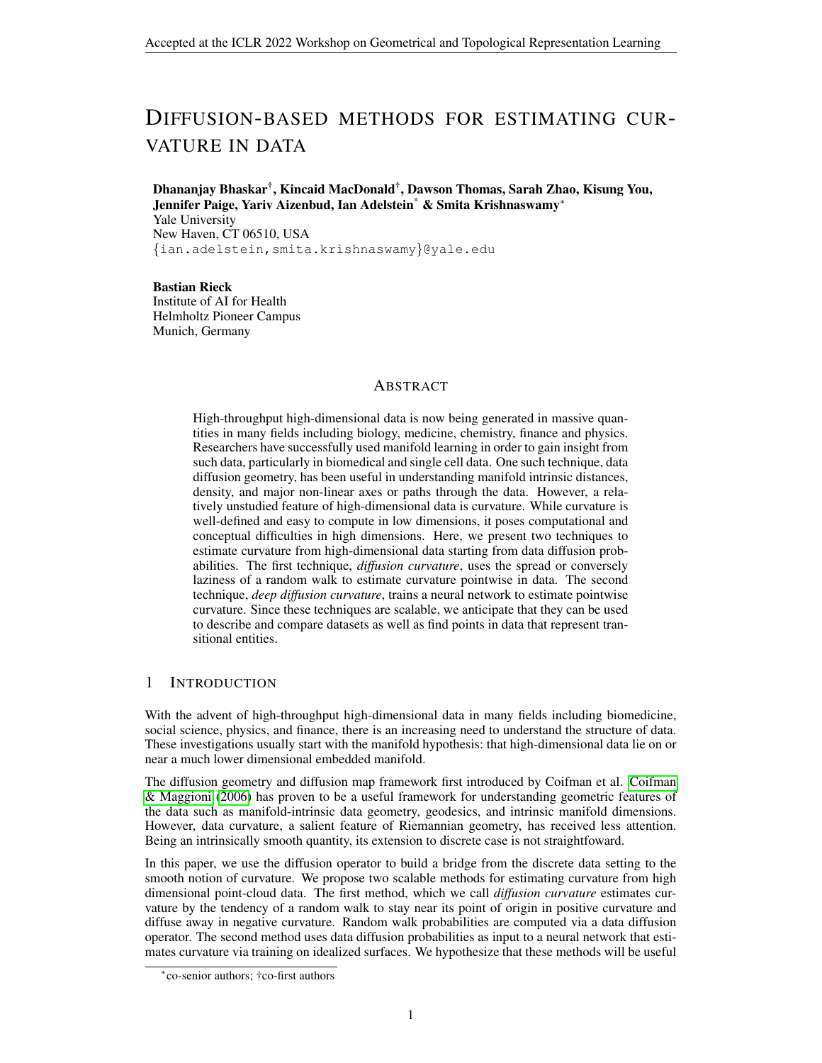# DIFFUSION-BASED METHODS FOR ESTIMATING CURVATURE IN DATA

**Dhananjay Bhaskar**[†], **Kincaid MacDonald**[†], **Dawson Thomas, Sarah Zhao, Kisung You, Jennifer Paige, Yariv Aizenbud, Ian Adelstein**[*] **& Smita Krishnaswamy**[*]
Yale University
New Haven, CT 06510, USA
{ian.adelstein,smita.krishnaswamy}@yale.edu

**Bastian Rieck**
Institute of AI for Health
Helmholtz Pioneer Campus
Munich, Germany

## ABSTRACT

High-throughput high-dimensional data is now being generated in massive quantities in many fields including biology, medicine, chemistry, finance and physics. Researchers have successfully used manifold learning in order to gain insight from such data, particularly in biomedical and single cell data. One such technique, data diffusion geometry, has been useful in understanding manifold intrinsic distances, density, and major non-linear axes or paths through the data. However, a relatively unstudied feature of high-dimensional data is curvature. While curvature is well-defined and easy to compute in low dimensions, it poses computational and conceptual difficulties in high dimensions. Here, we present two techniques to estimate curvature from high-dimensional data starting from data diffusion probabilities. The first technique, *diffusion curvature*, uses the spread or conversely laziness of a random walk to estimate curvature pointwise in data. The second technique, *deep diffusion curvature*, trains a neural network to estimate pointwise curvature. Since these techniques are scalable, we anticipate that they can be used to describe and compare datasets as well as find points in data that represent transitional entities.

## 1 INTRODUCTION

With the advent of high-throughput high-dimensional data in many fields including biomedicine, social science, physics, and finance, there is an increasing need to understand the structure of data. These investigations usually start with the manifold hypothesis: that high-dimensional data lie on or near a much lower dimensional embedded manifold.

The diffusion geometry and diffusion map framework first introduced by Coifman et al. Coifman & Maggioni (2006) has proven to be a useful framework for understanding geometric features of the data such as manifold-intrinsic data geometry, geodesics, and intrinsic manifold dimensions. However, data curvature, a salient feature of Riemannian geometry, has received less attention. Being an intrinsically smooth quantity, its extension to discrete case is not straightfoward.

In this paper, we use the diffusion operator to build a bridge from the discrete data setting to the smooth notion of curvature. We propose two scalable methods for estimating curvature from high dimensional point-cloud data. The first method, which we call *diffusion curvature* estimates curvature by the tendency of a random walk to stay near its point of origin in positive curvature and diffuse away in negative curvature. Random walk probabilities are computed via a data diffusion operator. The second method uses data diffusion probabilities as input to a neural network that estimates curvature via training on idealized surfaces. We hypothesize that these methods will be useful

[*]co-senior authors; †co-first authors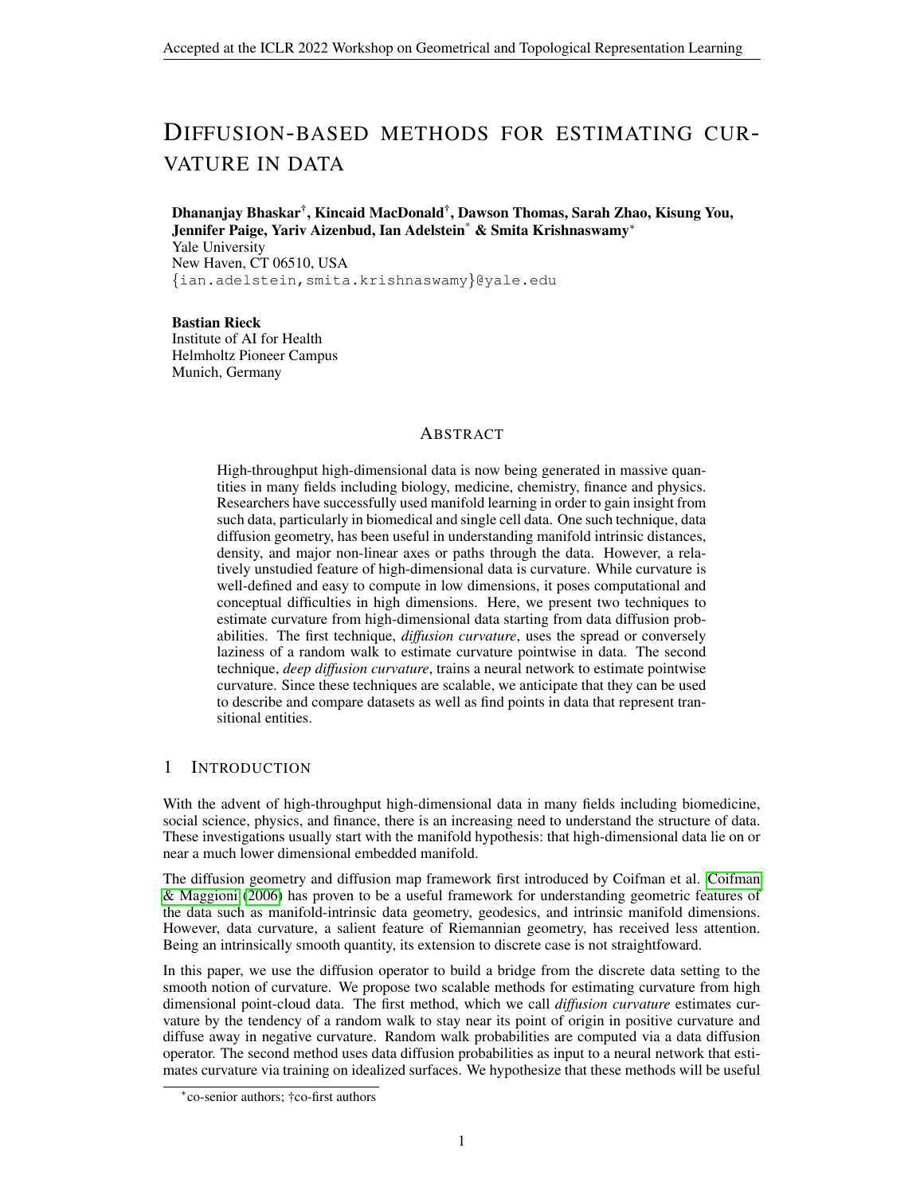# DIFFUSION-BASED METHODS FOR ESTIMATING CURVATURE IN DATA

**Dhananjay Bhaskar[†], Kincaid MacDonald[†], Dawson Thomas, Sarah Zhao, Kisung You, Jennifer Paige, Yariv Aizenbud, Ian Adelstein[*] & Smita Krishnaswamy[*]**
Yale University
New Haven, CT 06510, USA
{ian.adelstein,smita.krishnaswamy}@yale.edu

**Bastian Rieck**
Institute of AI for Health
Helmholtz Pioneer Campus
Munich, Germany

## ABSTRACT

High-throughput high-dimensional data is now being generated in massive quantities in many fields including biology, medicine, chemistry, finance and physics. Researchers have successfully used manifold learning in order to gain insight from such data, particularly in biomedical and single cell data. One such technique, data diffusion geometry, has been useful in understanding manifold intrinsic distances, density, and major non-linear axes or paths through the data. However, a relatively unstudied feature of high-dimensional data is curvature. While curvature is well-defined and easy to compute in low dimensions, it poses computational and conceptual difficulties in high dimensions. Here, we present two techniques to estimate curvature from high-dimensional data starting from data diffusion probabilities. The first technique, *diffusion curvature*, uses the spread or conversely laziness of a random walk to estimate curvature pointwise in data. The second technique, *deep diffusion curvature*, trains a neural network to estimate pointwise curvature. Since these techniques are scalable, we anticipate that they can be used to describe and compare datasets as well as find points in data that represent transitional entities.

## 1 INTRODUCTION

With the advent of high-throughput high-dimensional data in many fields including biomedicine, social science, physics, and finance, there is an increasing need to understand the structure of data. These investigations usually start with the manifold hypothesis: that high-dimensional data lie on or near a much lower dimensional embedded manifold.

The diffusion geometry and diffusion map framework first introduced by Coifman et al. Coifman & Maggioni (2006) has proven to be a useful framework for understanding geometric features of the data such as manifold-intrinsic data geometry, geodesics, and intrinsic manifold dimensions. However, data curvature, a salient feature of Riemannian geometry, has received less attention. Being an intrinsically smooth quantity, its extension to discrete case is not straightfoward.

In this paper, we use the diffusion operator to build a bridge from the discrete data setting to the smooth notion of curvature. We propose two scalable methods for estimating curvature from high dimensional point-cloud data. The first method, which we call *diffusion curvature* estimates curvature by the tendency of a random walk to stay near its point of origin in positive curvature and diffuse away in negative curvature. Random walk probabilities are computed via a data diffusion operator. The second method uses data diffusion probabilities as input to a neural network that estimates curvature via training on idealized surfaces. We hypothesize that these methods will be useful

[*]co-senior authors; †co-first authors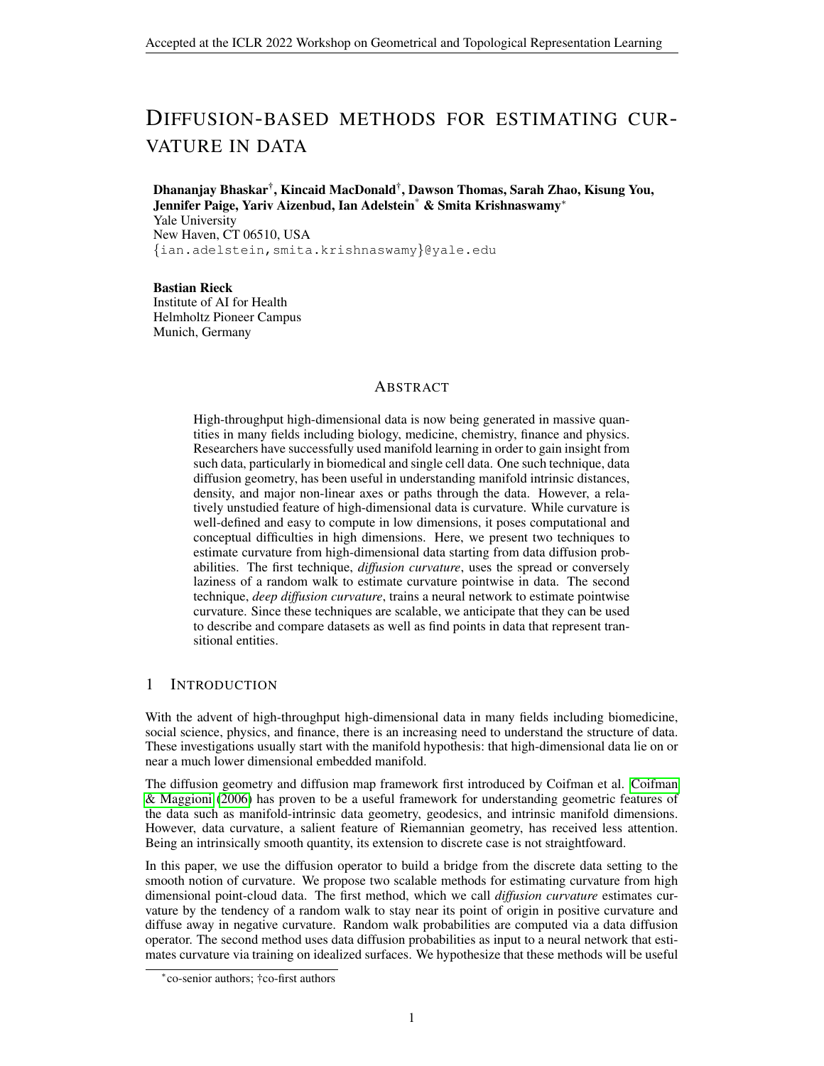# DIFFUSION-BASED METHODS FOR ESTIMATING CURVATURE IN DATA

**Dhananjay Bhaskar[†], Kincaid MacDonald[†], Dawson Thomas, Sarah Zhao, Kisung You, Jennifer Paige, Yariv Aizenbud, Ian Adelstein[*] & Smita Krishnaswamy[*]**
Yale University
New Haven, CT 06510, USA
{ian.adelstein,smita.krishnaswamy}@yale.edu

**Bastian Rieck**
Institute of AI for Health
Helmholtz Pioneer Campus
Munich, Germany

## ABSTRACT

High-throughput high-dimensional data is now being generated in massive quantities in many fields including biology, medicine, chemistry, finance and physics. Researchers have successfully used manifold learning in order to gain insight from such data, particularly in biomedical and single cell data. One such technique, data diffusion geometry, has been useful in understanding manifold intrinsic distances, density, and major non-linear axes or paths through the data. However, a relatively unstudied feature of high-dimensional data is curvature. While curvature is well-defined and easy to compute in low dimensions, it poses computational and conceptual difficulties in high dimensions. Here, we present two techniques to estimate curvature from high-dimensional data starting from data diffusion probabilities. The first technique, *diffusion curvature*, uses the spread or conversely laziness of a random walk to estimate curvature pointwise in data. The second technique, *deep diffusion curvature*, trains a neural network to estimate pointwise curvature. Since these techniques are scalable, we anticipate that they can be used to describe and compare datasets as well as find points in data that represent transitional entities.

## 1 INTRODUCTION

With the advent of high-throughput high-dimensional data in many fields including biomedicine, social science, physics, and finance, there is an increasing need to understand the structure of data. These investigations usually start with the manifold hypothesis: that high-dimensional data lie on or near a much lower dimensional embedded manifold.

The diffusion geometry and diffusion map framework first introduced by Coifman et al. Coifman & Maggioni (2006) has proven to be a useful framework for understanding geometric features of the data such as manifold-intrinsic data geometry, geodesics, and intrinsic manifold dimensions. However, data curvature, a salient feature of Riemannian geometry, has received less attention. Being an intrinsically smooth quantity, its extension to discrete case is not straightfoward.

In this paper, we use the diffusion operator to build a bridge from the discrete data setting to the smooth notion of curvature. We propose two scalable methods for estimating curvature from high dimensional point-cloud data. The first method, which we call *diffusion curvature* estimates curvature by the tendency of a random walk to stay near its point of origin in positive curvature and diffuse away in negative curvature. Random walk probabilities are computed via a data diffusion operator. The second method uses data diffusion probabilities as input to a neural network that estimates curvature via training on idealized surfaces. We hypothesize that these methods will be useful

[*]co-senior authors; †co-first authors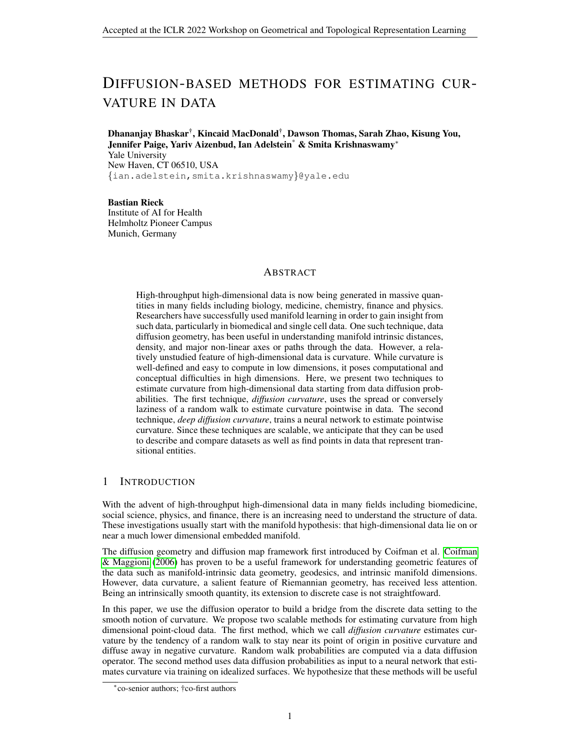# DIFFUSION-BASED METHODS FOR ESTIMATING CURVATURE IN DATA

**Dhananjay Bhaskar[†], Kincaid MacDonald[†], Dawson Thomas, Sarah Zhao, Kisung You, Jennifer Paige, Yariv Aizenbud, Ian Adelstein[*] & Smita Krishnaswamy[*]**
Yale University
New Haven, CT 06510, USA
{ian.adelstein,smita.krishnaswamy}@yale.edu

**Bastian Rieck**
Institute of AI for Health
Helmholtz Pioneer Campus
Munich, Germany

## ABSTRACT

High-throughput high-dimensional data is now being generated in massive quantities in many fields including biology, medicine, chemistry, finance and physics. Researchers have successfully used manifold learning in order to gain insight from such data, particularly in biomedical and single cell data. One such technique, data diffusion geometry, has been useful in understanding manifold intrinsic distances, density, and major non-linear axes or paths through the data. However, a relatively unstudied feature of high-dimensional data is curvature. While curvature is well-defined and easy to compute in low dimensions, it poses computational and conceptual difficulties in high dimensions. Here, we present two techniques to estimate curvature from high-dimensional data starting from data diffusion probabilities. The first technique, *diffusion curvature*, uses the spread or conversely laziness of a random walk to estimate curvature pointwise in data. The second technique, *deep diffusion curvature*, trains a neural network to estimate pointwise curvature. Since these techniques are scalable, we anticipate that they can be used to describe and compare datasets as well as find points in data that represent transitional entities.

## 1 INTRODUCTION

With the advent of high-throughput high-dimensional data in many fields including biomedicine, social science, physics, and finance, there is an increasing need to understand the structure of data. These investigations usually start with the manifold hypothesis: that high-dimensional data lie on or near a much lower dimensional embedded manifold.

The diffusion geometry and diffusion map framework first introduced by Coifman et al. Coifman & Maggioni (2006) has proven to be a useful framework for understanding geometric features of the data such as manifold-intrinsic data geometry, geodesics, and intrinsic manifold dimensions. However, data curvature, a salient feature of Riemannian geometry, has received less attention. Being an intrinsically smooth quantity, its extension to discrete case is not straightfoward.

In this paper, we use the diffusion operator to build a bridge from the discrete data setting to the smooth notion of curvature. We propose two scalable methods for estimating curvature from high dimensional point-cloud data. The first method, which we call *diffusion curvature* estimates curvature by the tendency of a random walk to stay near its point of origin in positive curvature and diffuse away in negative curvature. Random walk probabilities are computed via a data diffusion operator. The second method uses data diffusion probabilities as input to a neural network that estimates curvature via training on idealized surfaces. We hypothesize that these methods will be useful

[*]co-senior authors; †co-first authors